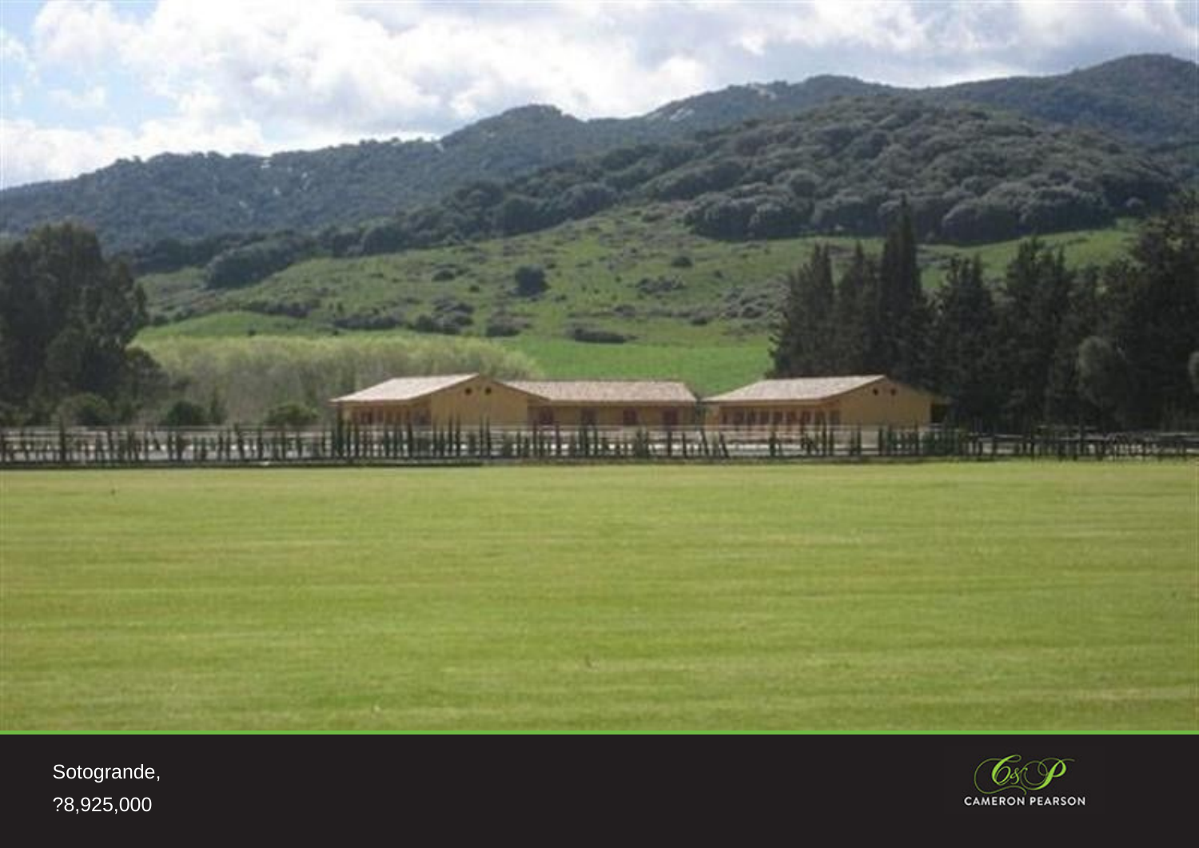Sotogrande,

?8,925,000

CAMERON PEARSON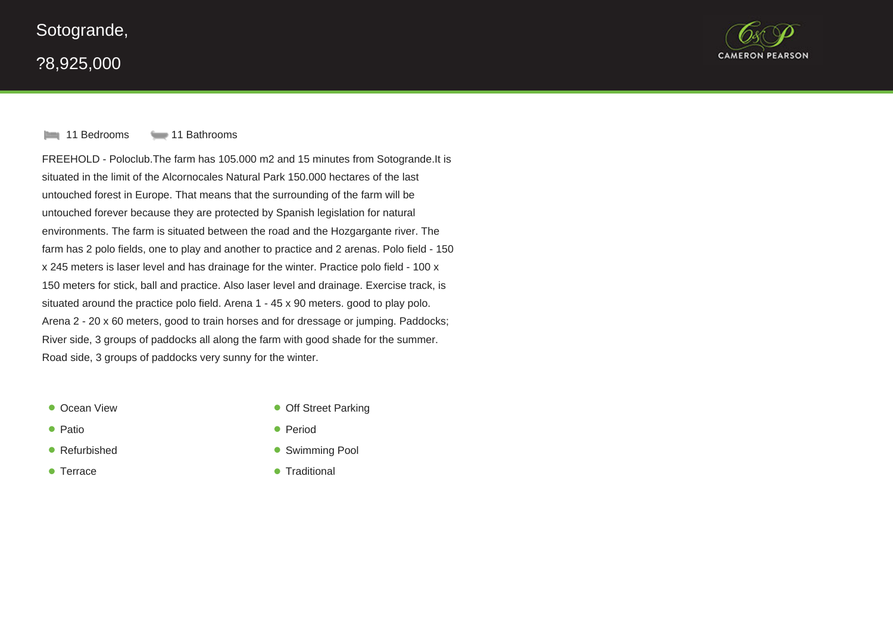# Sotogrande,

?8,925,000

CAMERON PEARSON

11 Bedrooms    11 Bathrooms

FREEHOLD - Poloclub.The farm has 105.000 m2 and 15 minutes from Sotogrande.It is situated in the limit of the Alcornocales Natural Park 150.000 hectares of the last untouched forest in Europe. That means that the surrounding of the farm will be untouched forever because they are protected by Spanish legislation for natural environments. The farm is situated between the road and the Hozgargante river. The farm has 2 polo fields, one to play and another to practice and 2 arenas. Polo field - 150 x 245 meters is laser level and has drainage for the winter. Practice polo field - 100 x 150 meters for stick, ball and practice. Also laser level and drainage. Exercise track, is situated around the practice polo field. Arena 1 - 45 x 90 meters. good to play polo. Arena 2 - 20 x 60 meters, good to train horses and for dressage or jumping. Paddocks; River side, 3 groups of paddocks all along the farm with good shade for the summer. Road side, 3 groups of paddocks very sunny for the winter.

- Ocean View
- Off Street Parking
- Patio
- Period
- Refurbished
- Swimming Pool
- Terrace
- Traditional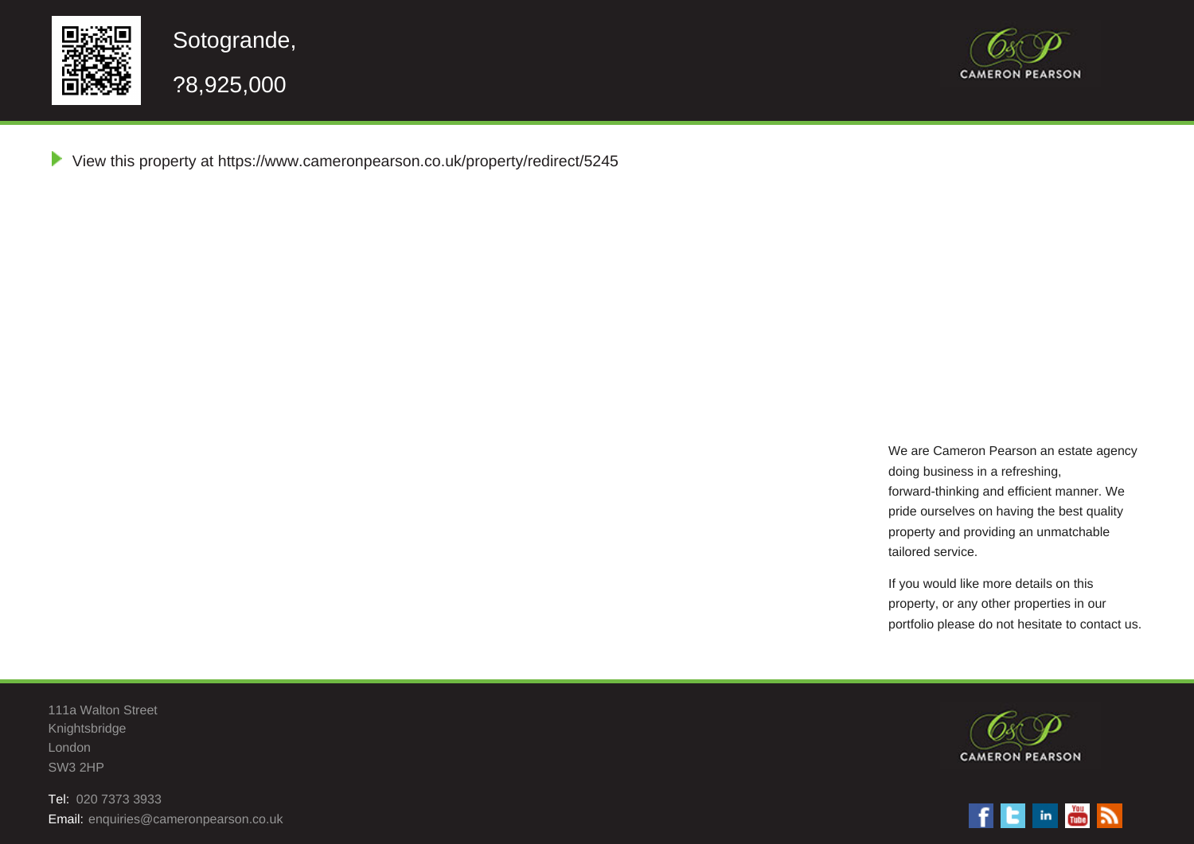Sotogrande,

?8,925,000

View this property at https://www.cameronpearson.co.uk/property/redirect/5245

We are Cameron Pearson an estate agency doing business in a refreshing, forward-thinking and efficient manner. We pride ourselves on having the best quality property and providing an unmatchable tailored service.

If you would like more details on this property, or any other properties in our portfolio please do not hesitate to contact us.

111a Walton Street
Knightsbridge
London
SW3 2HP

Tel: 020 7373 3933
Email: enquiries@cameronpearson.co.uk